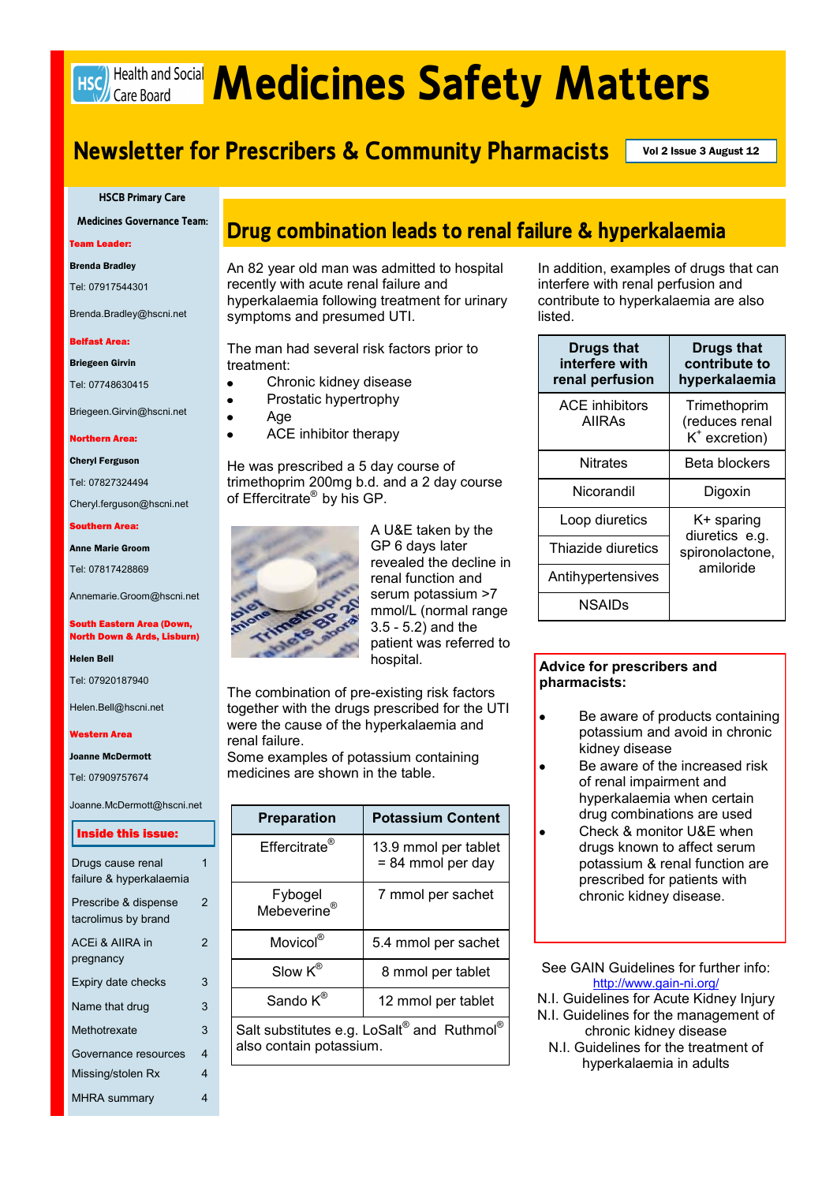# Medicines Safety Matters

## Newsletter for Prescribers & Community Pharmacists

Vol 2 Issue 3 August 12

**HSCB Primary Care**

**Medicines Governance Team:**

**Team Leader:**

**Brenda Bradley**

Tel: 07917544301

Brenda.Bradley@hscni.net

**Belfast Area:**

**Briegeen Girvin**

Tel: 07748630415

Briegeen.Girvin@hscni.net

**Northern Area:**

**Cheryl Ferguson**

Tel: 07827324494

Cheryl.ferguson@hscni.net

**Southern Area:**

**Anne Marie Groom**

Tel: 07817428869

Annemarie.Groom@hscni.net

**South Eastern Area (Down, North Down & Ards, Lisburn)**

**Helen Bell**

Tel: 07920187940

Helen.Bell@hscni.net

**Western Area**

**Joanne McDermott**

Tel: 07909757674

Joanne.McDermott@hscni.net

**Inside this issue:**

| | |
|---|---|
| Drugs cause renal failure & hyperkalaemia | 1 |
| Prescribe & dispense tacrolimus by brand | 2 |
| ACEi & AIIRA in pregnancy | 2 |
| Expiry date checks | 3 |
| Name that drug | 3 |
| Methotrexate | 3 |
| Governance resources | 4 |
| Missing/stolen Rx | 4 |
| MHRA summary | 4 |

## Drug combination leads to renal failure & hyperkalaemia

An 82 year old man was admitted to hospital recently with acute renal failure and hyperkalaemia following treatment for urinary symptoms and presumed UTI.

The man had several risk factors prior to treatment:

- Chronic kidney disease
- Prostatic hypertrophy
- Age
- ACE inhibitor therapy

He was prescribed a 5 day course of trimethoprim 200mg b.d. and a 2 day course of Effercitrate® by his GP.

A U&E taken by the GP 6 days later revealed the decline in renal function and serum potassium >7 mmol/L (normal range 3.5 - 5.2) and the patient was referred to hospital.

The combination of pre-existing risk factors together with the drugs prescribed for the UTI were the cause of the hyperkalaemia and renal failure.

Some examples of potassium containing medicines are shown in the table.

| Preparation | Potassium Content |
|---|---|
| Effercitrate® | 13.9 mmol per tablet = 84 mmol per day |
| Fybogel Mebeverine® | 7 mmol per sachet |
| Movicol® | 5.4 mmol per sachet |
| Slow K® | 8 mmol per tablet |
| Sando K® | 12 mmol per tablet |
| Salt substitutes e.g. LoSalt® and Ruthmol® also contain potassium. | |

In addition, examples of drugs that can interfere with renal perfusion and contribute to hyperkalaemia are also listed.

| Drugs that interfere with renal perfusion | Drugs that contribute to hyperkalaemia |
|---|---|
| ACE inhibitors AIIRAs | Trimethoprim (reduces renal $K^+$ excretion) |
| Nitrates | Beta blockers |
| Nicorandil | Digoxin |
| Loop diuretics | K+ sparing diuretics e.g. spironolactone, amiloride |
| Thiazide diuretics | |
| Antihypertensives | |
| NSAIDs | |

**Advice for prescribers and pharmacists:**

- Be aware of products containing potassium and avoid in chronic kidney disease
- Be aware of the increased risk of renal impairment and hyperkalaemia when certain drug combinations are used
- Check & monitor U&E when drugs known to affect serum potassium & renal function are prescribed for patients with chronic kidney disease.

See GAIN Guidelines for further info: http://www.gain-ni.org/

N.I. Guidelines for Acute Kidney Injury

N.I. Guidelines for the management of chronic kidney disease

N.I. Guidelines for the treatment of hyperkalaemia in adults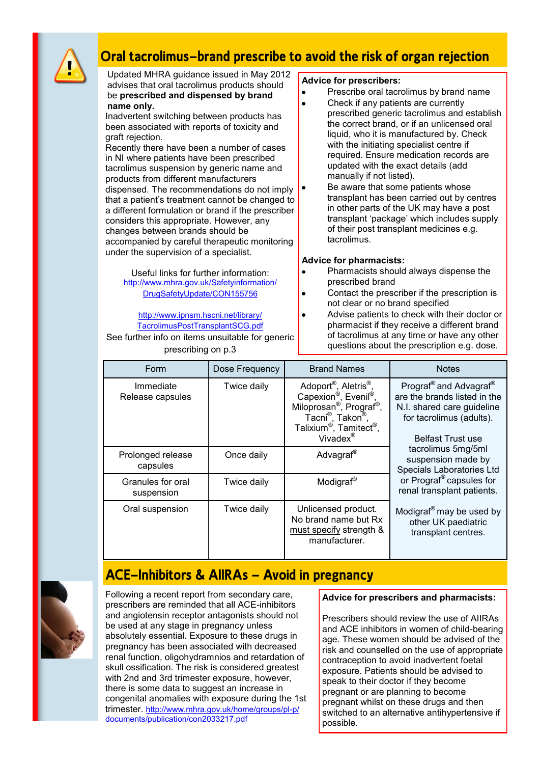## Oral tacrolimus–brand prescribe to avoid the risk of organ rejection

Updated MHRA guidance issued in May 2012 advises that oral tacrolimus products should be **prescribed and dispensed by brand name only.**

Inadvertent switching between products has been associated with reports of toxicity and graft rejection.

Recently there have been a number of cases in NI where patients have been prescribed tacrolimus suspension by generic name and products from different manufacturers dispensed. The recommendations do not imply that a patient's treatment cannot be changed to a different formulation or brand if the prescriber considers this appropriate. However, any changes between brands should be accompanied by careful therapeutic monitoring under the supervision of a specialist.

Useful links for further information:
http://www.mhra.gov.uk/Safetyinformation/DrugSafetyUpdate/CON155756

http://www.ipnsm.hscni.net/library/TacrolimusPostTransplantSCG.pdf

See further info on items unsuitable for generic prescribing on p.3

**Advice for prescribers:**

- Prescribe oral tacrolimus by brand name
- Check if any patients are currently prescribed generic tacrolimus and establish the correct brand, or if an unlicensed oral liquid, who it is manufactured by. Check with the initiating specialist centre if required. Ensure medication records are updated with the exact details (add manually if not listed).
- Be aware that some patients whose transplant has been carried out by centres in other parts of the UK may have a post transplant 'package' which includes supply of their post transplant medicines e.g. tacrolimus.

**Advice for pharmacists:**

- Pharmacists should always dispense the prescribed brand
- Contact the prescriber if the prescription is not clear or no brand specified
- Advise patients to check with their doctor or pharmacist if they receive a different brand of tacrolimus at any time or have any other questions about the prescription e.g. dose.

| Form | Dose Frequency | Brand Names | Notes |
|---|---|---|---|
| Immediate Release capsules | Twice daily | Adoport®, Aletris®, Capexion®, Evenil®, Miloprosan®, Prograf®, Tacni®, Takon®, Talixium®, Tamitect®, Vivadex® | Prograf® and Advagraf® are the brands listed in the N.I. shared care guideline for tacrolimus (adults).<br><br>Belfast Trust use tacrolimus 5mg/5ml suspension made by Specials Laboratories Ltd or Prograf® capsules for renal transplant patients.<br><br>Modigraf® may be used by other UK paediatric transplant centres. |
| Prolonged release capsules | Once daily | Advagraf® | |
| Granules for oral suspension | Twice daily | Modigraf® | |
| Oral suspension | Twice daily | Unlicensed product. No brand name but Rx must specify strength & manufacturer. | |

## ACE–Inhibitors & AIIRAs – Avoid in pregnancy

Following a recent report from secondary care, prescribers are reminded that all ACE-inhibitors and angiotensin receptor antagonists should not be used at any stage in pregnancy unless absolutely essential. Exposure to these drugs in pregnancy has been associated with decreased renal function, oligohydramnios and retardation of skull ossification. The risk is considered greatest with 2nd and 3rd trimester exposure, however, there is some data to suggest an increase in congenital anomalies with exposure during the 1st trimester. http://www.mhra.gov.uk/home/groups/pl-p/documents/publication/con2033217.pdf

**Advice for prescribers and pharmacists:**

Prescribers should review the use of AIIRAs and ACE inhibitors in women of child-bearing age. These women should be advised of the risk and counselled on the use of appropriate contraception to avoid inadvertent foetal exposure. Patients should be advised to speak to their doctor if they become pregnant or are planning to become pregnant whilst on these drugs and then switched to an alternative antihypertensive if possible.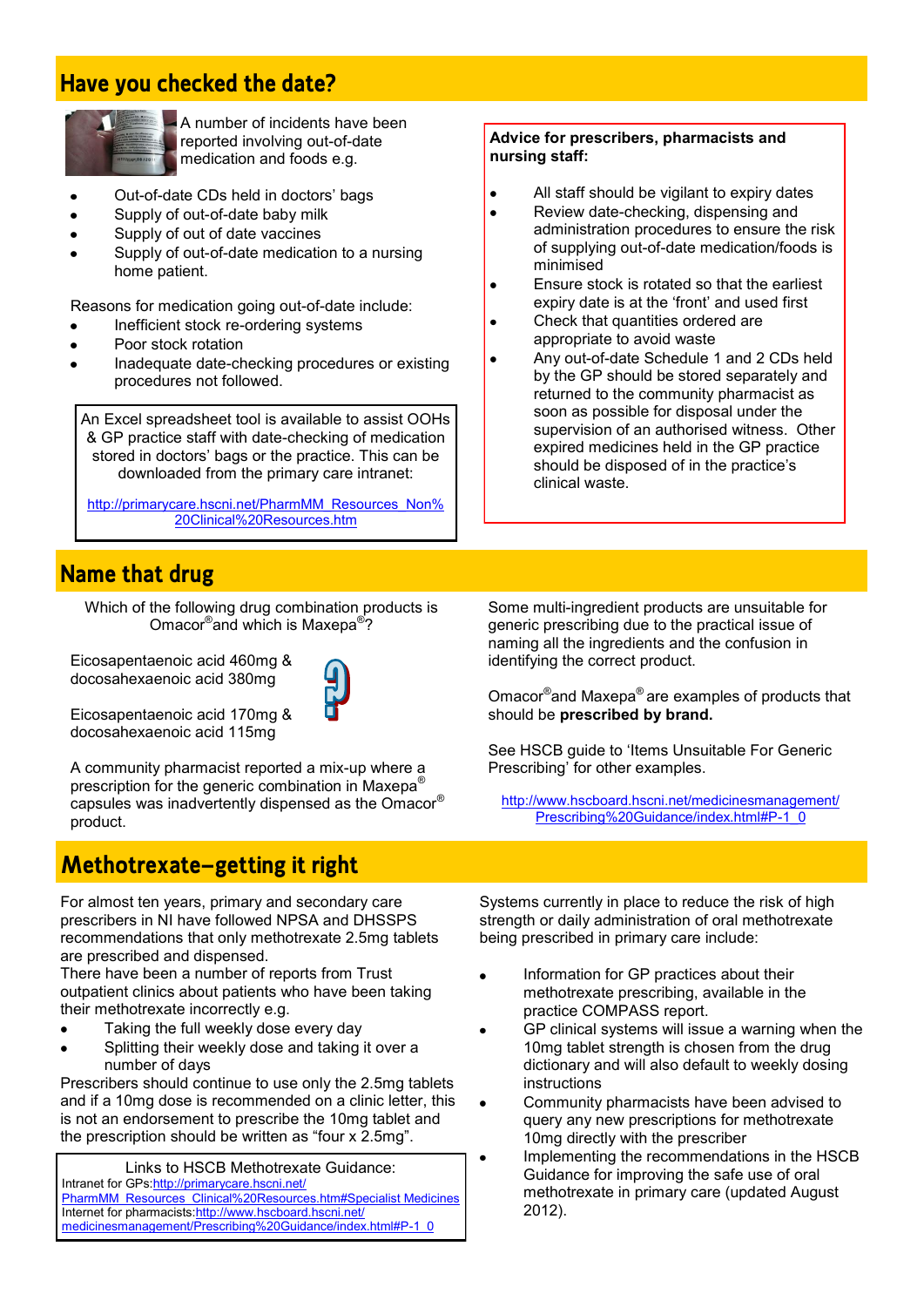## Have you checked the date?

A number of incidents have been reported involving out-of-date medication and foods e.g.

- Out-of-date CDs held in doctors' bags
- Supply of out-of-date baby milk
- Supply of out of date vaccines
- Supply of out-of-date medication to a nursing home patient.

Reasons for medication going out-of-date include:

- Inefficient stock re-ordering systems
- Poor stock rotation
- Inadequate date-checking procedures or existing procedures not followed.

An Excel spreadsheet tool is available to assist OOHs & GP practice staff with date-checking of medication stored in doctors' bags or the practice. This can be downloaded from the primary care intranet:

http://primarycare.hscni.net/PharmMM_Resources_Non%20Clinical%20Resources.htm

**Advice for prescribers, pharmacists and nursing staff:**

- All staff should be vigilant to expiry dates
- Review date-checking, dispensing and administration procedures to ensure the risk of supplying out-of-date medication/foods is minimised
- Ensure stock is rotated so that the earliest expiry date is at the 'front' and used first
- Check that quantities ordered are appropriate to avoid waste
- Any out-of-date Schedule 1 and 2 CDs held by the GP should be stored separately and returned to the community pharmacist as soon as possible for disposal under the supervision of an authorised witness. Other expired medicines held in the GP practice should be disposed of in the practice's clinical waste.

## Name that drug

Which of the following drug combination products is Omacor®and which is Maxepa®?

Eicosapentaenoic acid 460mg & docosahexaenoic acid 380mg

Eicosapentaenoic acid 170mg & docosahexaenoic acid 115mg

A community pharmacist reported a mix-up where a prescription for the generic combination in Maxepa® capsules was inadvertently dispensed as the Omacor® product.

Some multi-ingredient products are unsuitable for generic prescribing due to the practical issue of naming all the ingredients and the confusion in identifying the correct product.

Omacor®and Maxepa® are examples of products that should be **prescribed by brand.**

See HSCB guide to 'Items Unsuitable For Generic Prescribing' for other examples.

http://www.hscboard.hscni.net/medicinesmanagement/Prescribing%20Guidance/index.html#P-1_0

## Methotrexate—getting it right

For almost ten years, primary and secondary care prescribers in NI have followed NPSA and DHSSPS recommendations that only methotrexate 2.5mg tablets are prescribed and dispensed.

There have been a number of reports from Trust outpatient clinics about patients who have been taking their methotrexate incorrectly e.g.

- Taking the full weekly dose every day
- Splitting their weekly dose and taking it over a number of days

Prescribers should continue to use only the 2.5mg tablets and if a 10mg dose is recommended on a clinic letter, this is not an endorsement to prescribe the 10mg tablet and the prescription should be written as "four x 2.5mg".

Links to HSCB Methotrexate Guidance:
Intranet for GPs: http://primarycare.hscni.net/PharmMM_Resources_Clinical%20Resources.htm#Specialist Medicines
Internet for pharmacists: http://www.hscboard.hscni.net/medicinesmanagement/Prescribing%20Guidance/index.html#P-1_0

Systems currently in place to reduce the risk of high strength or daily administration of oral methotrexate being prescribed in primary care include:

- Information for GP practices about their methotrexate prescribing, available in the practice COMPASS report.
- GP clinical systems will issue a warning when the 10mg tablet strength is chosen from the drug dictionary and will also default to weekly dosing instructions
- Community pharmacists have been advised to query any new prescriptions for methotrexate 10mg directly with the prescriber
- Implementing the recommendations in the HSCB Guidance for improving the safe use of oral methotrexate in primary care (updated August 2012).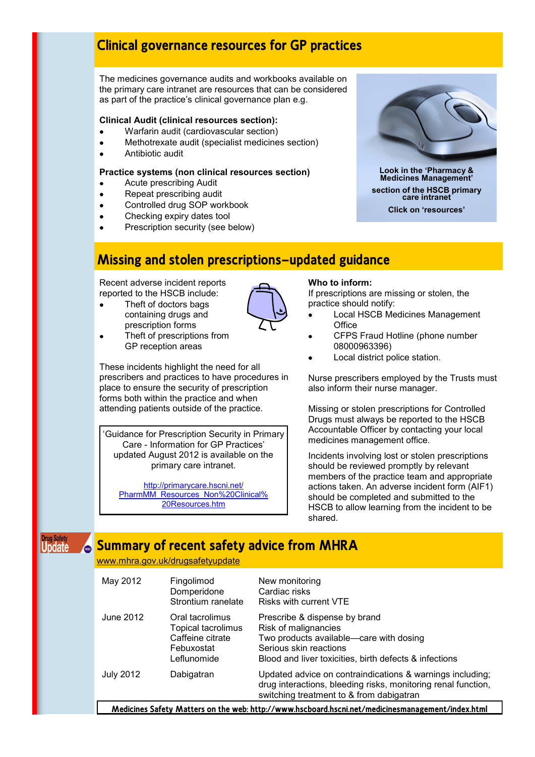## Clinical governance resources for GP practices

The medicines governance audits and workbooks available on the primary care intranet are resources that can be considered as part of the practice's clinical governance plan e.g.

**Clinical Audit (clinical resources section):**

- Warfarin audit (cardiovascular section)
- Methotrexate audit (specialist medicines section)
- Antibiotic audit

**Practice systems (non clinical resources section)**

- Acute prescribing Audit
- Repeat prescribing audit
- Controlled drug SOP workbook
- Checking expiry dates tool
- Prescription security (see below)

**Look in the 'Pharmacy & Medicines Management'**

**section of the HSCB primary care intranet**

**Click on 'resources'**

## Missing and stolen prescriptions—updated guidance

Recent adverse incident reports reported to the HSCB include:

- Theft of doctors bags containing drugs and prescription forms
- Theft of prescriptions from GP reception areas

These incidents highlight the need for all prescribers and practices to have procedures in place to ensure the security of prescription forms both within the practice and when attending patients outside of the practice.

'Guidance for Prescription Security in Primary Care - Information for GP Practices' updated August 2012 is available on the primary care intranet.

http://primarycare.hscni.net/PharmMM_Resources_Non%20Clinical%20Resources.htm

**Who to inform:**

If prescriptions are missing or stolen, the practice should notify:

- Local HSCB Medicines Management Office
- CFPS Fraud Hotline (phone number 08000963396)
- Local district police station.

Nurse prescribers employed by the Trusts must also inform their nurse manager.

Missing or stolen prescriptions for Controlled Drugs must always be reported to the HSCB Accountable Officer by contacting your local medicines management office.

Incidents involving lost or stolen prescriptions should be reviewed promptly by relevant members of the practice team and appropriate actions taken. An adverse incident form (AIF1) should be completed and submitted to the HSCB to allow learning from the incident to be shared.

## Summary of recent safety advice from MHRA

www.mhra.gov.uk/drugsafetyupdate

| | | |
|---|---|---|
| May 2012 | Fingolimod | New monitoring |
| | Domperidone | Cardiac risks |
| | Strontium ranelate | Risks with current VTE |
| June 2012 | Oral tacrolimus | Prescribe & dispense by brand |
| | Topical tacrolimus | Risk of malignancies |
| | Caffeine citrate | Two products available—care with dosing |
| | Febuxostat | Serious skin reactions |
| | Leflunomide | Blood and liver toxicities, birth defects & infections |
| July 2012 | Dabigatran | Updated advice on contraindications & warnings including; drug interactions, bleeding risks, monitoring renal function, switching treatment to & from dabigatran |

**Medicines Safety Matters on the web: http://www.hscboard.hscni.net/medicinesmanagement/index.html**